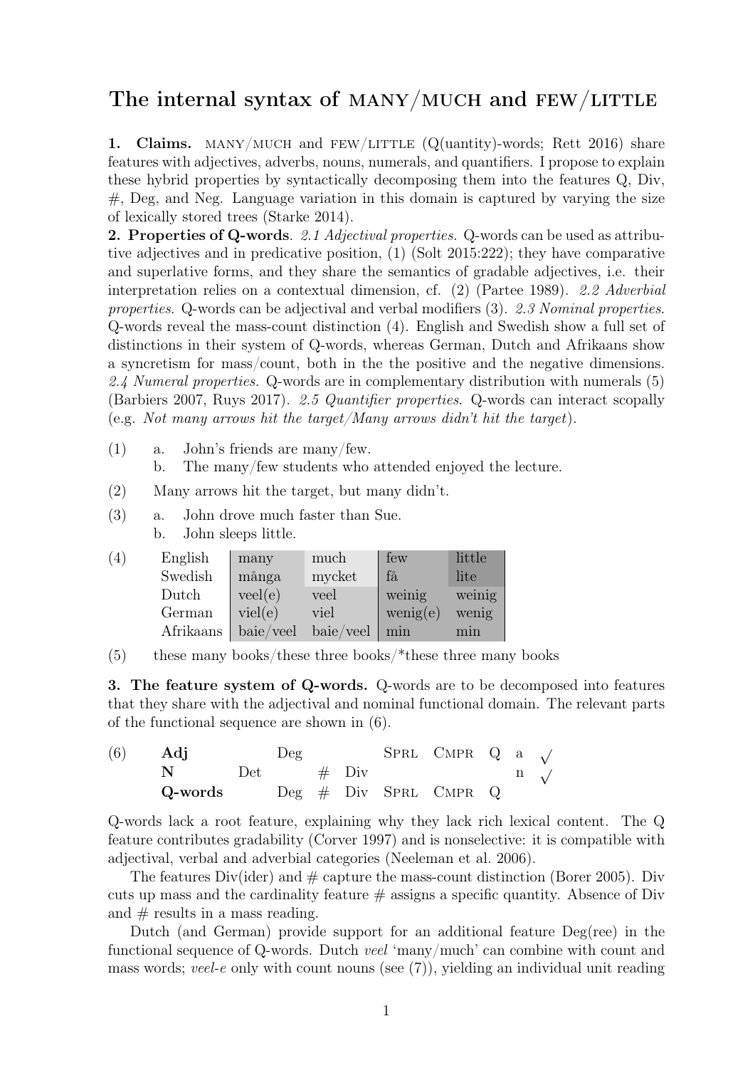# The internal syntax of MANY/MUCH and FEW/LITTLE

**1. Claims.** MANY/MUCH and FEW/LITTLE (Q(uantity)-words; Rett 2016) share features with adjectives, adverbs, nouns, numerals, and quantifiers. I propose to explain these hybrid properties by syntactically decomposing them into the features Q, Div, #, Deg, and Neg. Language variation in this domain is captured by varying the size of lexically stored trees (Starke 2014).

**2. Properties of Q-words**. *2.1 Adjectival properties.* Q-words can be used as attributive adjectives and in predicative position, (1) (Solt 2015:222); they have comparative and superlative forms, and they share the semantics of gradable adjectives, i.e. their interpretation relies on a contextual dimension, cf. (2) (Partee 1989). *2.2 Adverbial properties*. Q-words can be adjectival and verbal modifiers (3). *2.3 Nominal properties*. Q-words reveal the mass-count distinction (4). English and Swedish show a full set of distinctions in their system of Q-words, whereas German, Dutch and Afrikaans show a syncretism for mass/count, both in the the positive and the negative dimensions. *2.4 Numeral properties.* Q-words are in complementary distribution with numerals (5) (Barbiers 2007, Ruys 2017). *2.5 Quantifier properties*. Q-words can interact scopally (e.g. *Not many arrows hit the target/Many arrows didn't hit the target*).

(1) a. John's friends are many/few.
  b. The many/few students who attended enjoyed the lecture.

(2) Many arrows hit the target, but many didn't.

(3) a. John drove much faster than Sue.
  b. John sleeps little.

(4)

| | | | | |
|---|---|---|---|---|
| English | many | much | few | little |
| Swedish | många | mycket | få | lite |
| Dutch | veel(e) | veel | weinig | weinig |
| German | viel(e) | viel | wenig(e) | wenig |
| Afrikaans | baie/veel | baie/veel | min | min |

(5) these many books/these three books/*these three many books

**3. The feature system of Q-words.** Q-words are to be decomposed into features that they share with the adjectival and nominal functional domain. The relevant parts of the functional sequence are shown in (6).

(6)

| | | | | | | | | | |
|---|---|---|---|---|---|---|---|---|---|
| **Adj** | | Deg | | | SPRL | CMPR | Q | a | √ |
| **N** | Det | | # | Div | | | | n | √ |
| **Q-words** | | Deg | # | Div | SPRL | CMPR | Q | | |

Q-words lack a root feature, explaining why they lack rich lexical content. The Q feature contributes gradability (Corver 1997) and is nonselective: it is compatible with adjectival, verbal and adverbial categories (Neeleman et al. 2006).

The features Div(ider) and # capture the mass-count distinction (Borer 2005). Div cuts up mass and the cardinality feature # assigns a specific quantity. Absence of Div and # results in a mass reading.

Dutch (and German) provide support for an additional feature Deg(ree) in the functional sequence of Q-words. Dutch *veel* 'many/much' can combine with count and mass words; *veel-e* only with count nouns (see (7)), yielding an individual unit reading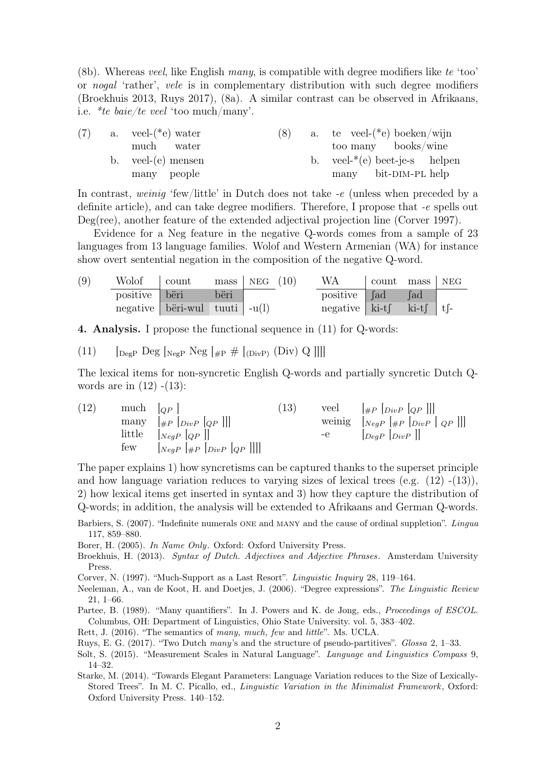(8b). Whereas *veel*, like English *many*, is compatible with degree modifiers like *te* 'too' or *nogal* 'rather', *vele* is in complementary distribution with such degree modifiers (Broekhuis 2013, Ruys 2017), (8a). A similar contrast can be observed in Afrikaans, i.e. *\*te baie/te veel* 'too much/many'.

(7) a. veel-(\*e) water
 much water
 b. veel-(e) mensen
 many people

(8) a. te veel-(\*e) boeken/wijn
 too many books/wine
 b. veel-\*(e) beet-je-s helpen
 many bit-DIM-PL help

In contrast, *weinig* 'few/little' in Dutch does not take *-e* (unless when preceded by a definite article), and can take degree modifiers. Therefore, I propose that *-e* spells out Deg(ree), another feature of the extended adjectival projection line (Corver 1997).

Evidence for a Neg feature in the negative Q-words comes from a sample of 23 languages from 13 language families. Wolof and Western Armenian (WA) for instance show overt sentential negation in the composition of the negative Q-word.

(9)

| Wolof | count | mass | NEG |
|---|---|---|---|
| positive | bëri | bëri | |
| negative | bëri-wul | tuuti | -u(l) |

(10)

| WA | count | mass | NEG |
|---|---|---|---|
| positive | ʃad | ʃad | |
| negative | ki-tʃ | ki-tʃ | tʃ- |

**4. Analysis.** I propose the functional sequence in (11) for Q-words:

(11) $[_{\text{DegP}}\ \text{Deg}\ [_{\text{NegP}}\ \text{Neg}\ [_{\#\text{P}}\ \#\ [_{(\text{DivP})}\ (\text{Div})\ \text{Q}\ ]]]]$

The lexical items for non-syncretic English Q-words and partially syncretic Dutch Q-words are in (12) -(13):

(12)
much $[_{QP}\ ]$
many $[_{\#P}\ [_{DivP}\ [_{QP}\ ]]]$
little $[_{NegP}\ [_{QP}\ ]]$
few $[_{NegP}\ [_{\#P}\ [_{DivP}\ [_{QP}\ ]]]]$

(13)
veel $[_{\#P}\ [_{DivP}\ [_{QP}\ ]]]$
weinig $[_{NegP}\ [_{\#P}\ [_{DivP}\ [\ _{QP}\ ]]]]$
-e $[_{DegP}\ [_{DivP}\ ]]$

The paper explains 1) how syncretisms can be captured thanks to the superset principle and how language variation reduces to varying sizes of lexical trees (e.g. (12) -(13)), 2) how lexical items get inserted in syntax and 3) how they capture the distribution of Q-words; in addition, the analysis will be extended to Afrikaans and German Q-words.

Barbiers, S. (2007). "Indefinite numerals ONE and MANY and the cause of ordinal suppletion". *Lingua* 117, 859–880.

Borer, H. (2005). *In Name Only*. Oxford: Oxford University Press.

Broekhuis, H. (2013). *Syntax of Dutch. Adjectives and Adjective Phrases*. Amsterdam University Press.

Corver, N. (1997). "Much-Support as a Last Resort". *Linguistic Inquiry* 28, 119–164.

Neeleman, A., van de Koot, H. and Doetjes, J. (2006). "Degree expressions". *The Linguistic Review* 21, 1–66.

Partee, B. (1989). "Many quantifiers". In J. Powers and K. de Jong, eds., *Proceedings of ESCOL*. Columbus, OH: Department of Linguistics, Ohio State University. vol. 5, 383–402.

Rett, J. (2016). "The semantics of *many, much, few* and *little*". Ms. UCLA.

Ruys, E. G. (2017). "Two Dutch *many*'s and the structure of pseudo-partitives". *Glossa* 2, 1–33.

Solt, S. (2015). "Measurement Scales in Natural Language". *Language and Linguistics Compass* 9, 14–32.

Starke, M. (2014). "Towards Elegant Parameters: Language Variation reduces to the Size of Lexically-Stored Trees". In M. C. Picallo, ed., *Linguistic Variation in the Minimalist Framework*, Oxford: Oxford University Press. 140–152.